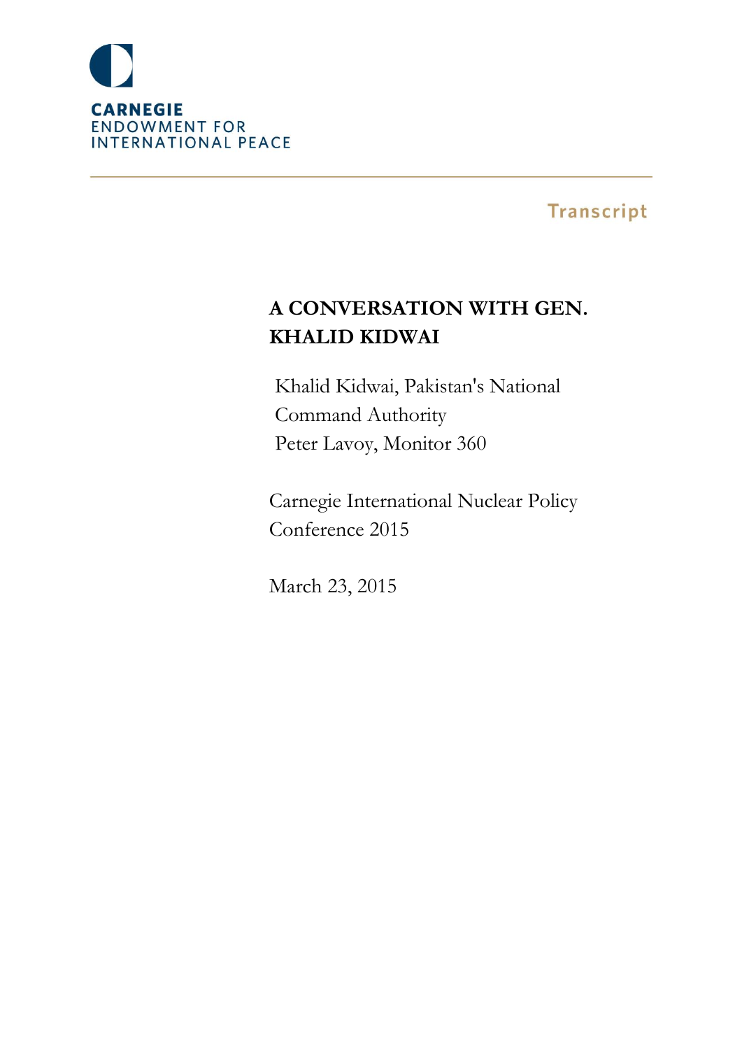CARNEGIE
ENDOWMENT FOR
INTERNATIONAL PEACE

Transcript

# A CONVERSATION WITH GEN. KHALID KIDWAI

Khalid Kidwai, Pakistan's National Command Authority
Peter Lavoy, Monitor 360

Carnegie International Nuclear Policy Conference 2015

March 23, 2015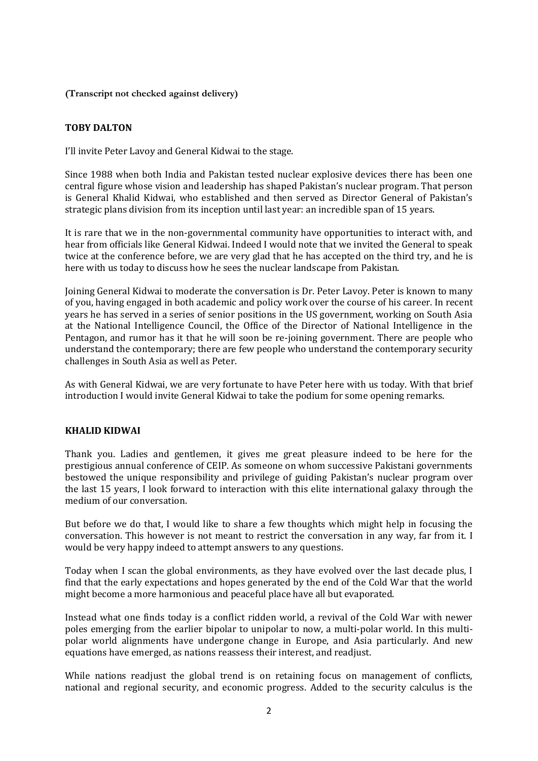**(Transcript not checked against delivery)**

**TOBY DALTON**

I'll invite Peter Lavoy and General Kidwai to the stage.

Since 1988 when both India and Pakistan tested nuclear explosive devices there has been one central figure whose vision and leadership has shaped Pakistan's nuclear program. That person is General Khalid Kidwai, who established and then served as Director General of Pakistan's strategic plans division from its inception until last year: an incredible span of 15 years.

It is rare that we in the non-governmental community have opportunities to interact with, and hear from officials like General Kidwai. Indeed I would note that we invited the General to speak twice at the conference before, we are very glad that he has accepted on the third try, and he is here with us today to discuss how he sees the nuclear landscape from Pakistan.

Joining General Kidwai to moderate the conversation is Dr. Peter Lavoy. Peter is known to many of you, having engaged in both academic and policy work over the course of his career. In recent years he has served in a series of senior positions in the US government, working on South Asia at the National Intelligence Council, the Office of the Director of National Intelligence in the Pentagon, and rumor has it that he will soon be re-joining government. There are people who understand the contemporary; there are few people who understand the contemporary security challenges in South Asia as well as Peter.

As with General Kidwai, we are very fortunate to have Peter here with us today. With that brief introduction I would invite General Kidwai to take the podium for some opening remarks.

**KHALID KIDWAI**

Thank you. Ladies and gentlemen, it gives me great pleasure indeed to be here for the prestigious annual conference of CEIP. As someone on whom successive Pakistani governments bestowed the unique responsibility and privilege of guiding Pakistan's nuclear program over the last 15 years, I look forward to interaction with this elite international galaxy through the medium of our conversation.

But before we do that, I would like to share a few thoughts which might help in focusing the conversation. This however is not meant to restrict the conversation in any way, far from it. I would be very happy indeed to attempt answers to any questions.

Today when I scan the global environments, as they have evolved over the last decade plus, I find that the early expectations and hopes generated by the end of the Cold War that the world might become a more harmonious and peaceful place have all but evaporated.

Instead what one finds today is a conflict ridden world, a revival of the Cold War with newer poles emerging from the earlier bipolar to unipolar to now, a multi-polar world. In this multi-polar world alignments have undergone change in Europe, and Asia particularly. And new equations have emerged, as nations reassess their interest, and readjust.

While nations readjust the global trend is on retaining focus on management of conflicts, national and regional security, and economic progress. Added to the security calculus is the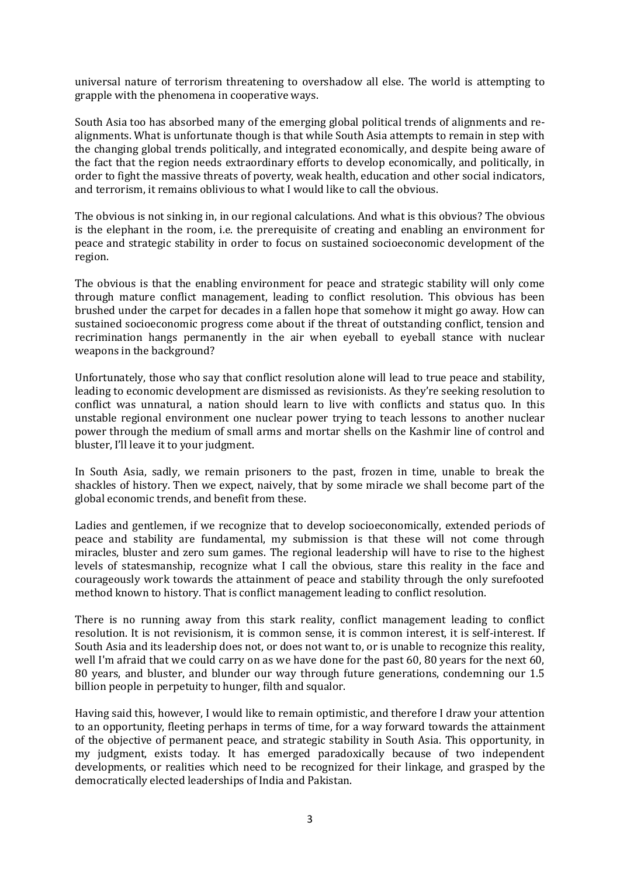universal nature of terrorism threatening to overshadow all else. The world is attempting to grapple with the phenomena in cooperative ways.

South Asia too has absorbed many of the emerging global political trends of alignments and re-alignments. What is unfortunate though is that while South Asia attempts to remain in step with the changing global trends politically, and integrated economically, and despite being aware of the fact that the region needs extraordinary efforts to develop economically, and politically, in order to fight the massive threats of poverty, weak health, education and other social indicators, and terrorism, it remains oblivious to what I would like to call the obvious.

The obvious is not sinking in, in our regional calculations. And what is this obvious? The obvious is the elephant in the room, i.e. the prerequisite of creating and enabling an environment for peace and strategic stability in order to focus on sustained socioeconomic development of the region.

The obvious is that the enabling environment for peace and strategic stability will only come through mature conflict management, leading to conflict resolution. This obvious has been brushed under the carpet for decades in a fallen hope that somehow it might go away. How can sustained socioeconomic progress come about if the threat of outstanding conflict, tension and recrimination hangs permanently in the air when eyeball to eyeball stance with nuclear weapons in the background?

Unfortunately, those who say that conflict resolution alone will lead to true peace and stability, leading to economic development are dismissed as revisionists. As they're seeking resolution to conflict was unnatural, a nation should learn to live with conflicts and status quo. In this unstable regional environment one nuclear power trying to teach lessons to another nuclear power through the medium of small arms and mortar shells on the Kashmir line of control and bluster, I'll leave it to your judgment.

In South Asia, sadly, we remain prisoners to the past, frozen in time, unable to break the shackles of history. Then we expect, naively, that by some miracle we shall become part of the global economic trends, and benefit from these.

Ladies and gentlemen, if we recognize that to develop socioeconomically, extended periods of peace and stability are fundamental, my submission is that these will not come through miracles, bluster and zero sum games. The regional leadership will have to rise to the highest levels of statesmanship, recognize what I call the obvious, stare this reality in the face and courageously work towards the attainment of peace and stability through the only surefooted method known to history. That is conflict management leading to conflict resolution.

There is no running away from this stark reality, conflict management leading to conflict resolution. It is not revisionism, it is common sense, it is common interest, it is self-interest. If South Asia and its leadership does not, or does not want to, or is unable to recognize this reality, well I'm afraid that we could carry on as we have done for the past 60, 80 years for the next 60, 80 years, and bluster, and blunder our way through future generations, condemning our 1.5 billion people in perpetuity to hunger, filth and squalor.

Having said this, however, I would like to remain optimistic, and therefore I draw your attention to an opportunity, fleeting perhaps in terms of time, for a way forward towards the attainment of the objective of permanent peace, and strategic stability in South Asia. This opportunity, in my judgment, exists today. It has emerged paradoxically because of two independent developments, or realities which need to be recognized for their linkage, and grasped by the democratically elected leaderships of India and Pakistan.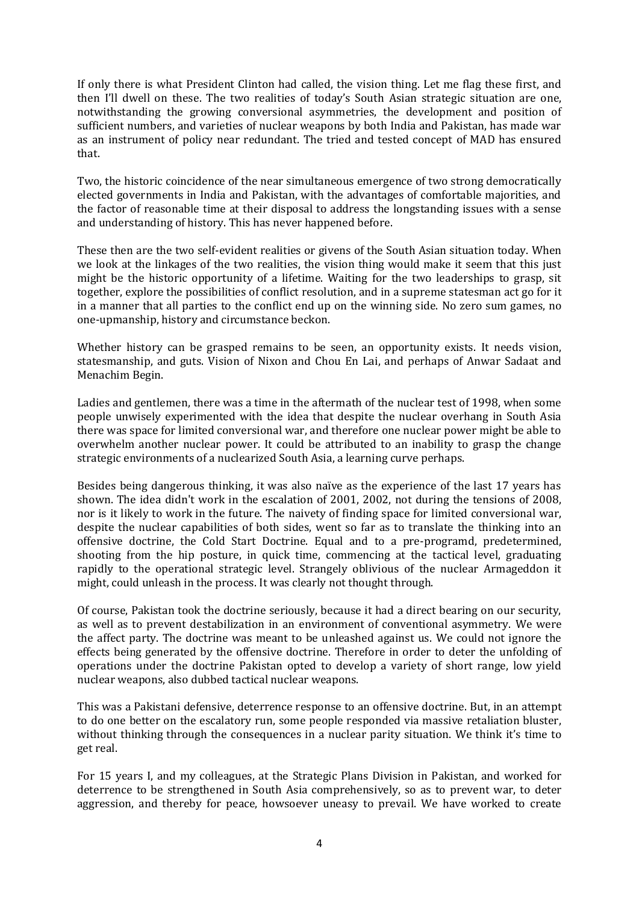If only there is what President Clinton had called, the vision thing. Let me flag these first, and then I'll dwell on these. The two realities of today's South Asian strategic situation are one, notwithstanding the growing conversional asymmetries, the development and position of sufficient numbers, and varieties of nuclear weapons by both India and Pakistan, has made war as an instrument of policy near redundant. The tried and tested concept of MAD has ensured that.

Two, the historic coincidence of the near simultaneous emergence of two strong democratically elected governments in India and Pakistan, with the advantages of comfortable majorities, and the factor of reasonable time at their disposal to address the longstanding issues with a sense and understanding of history. This has never happened before.

These then are the two self-evident realities or givens of the South Asian situation today. When we look at the linkages of the two realities, the vision thing would make it seem that this just might be the historic opportunity of a lifetime. Waiting for the two leaderships to grasp, sit together, explore the possibilities of conflict resolution, and in a supreme statesman act go for it in a manner that all parties to the conflict end up on the winning side. No zero sum games, no one-upmanship, history and circumstance beckon.

Whether history can be grasped remains to be seen, an opportunity exists. It needs vision, statesmanship, and guts. Vision of Nixon and Chou En Lai, and perhaps of Anwar Sadaat and Menachim Begin.

Ladies and gentlemen, there was a time in the aftermath of the nuclear test of 1998, when some people unwisely experimented with the idea that despite the nuclear overhang in South Asia there was space for limited conversional war, and therefore one nuclear power might be able to overwhelm another nuclear power. It could be attributed to an inability to grasp the change strategic environments of a nuclearized South Asia, a learning curve perhaps.

Besides being dangerous thinking, it was also naïve as the experience of the last 17 years has shown. The idea didn't work in the escalation of 2001, 2002, not during the tensions of 2008, nor is it likely to work in the future. The naivety of finding space for limited conversional war, despite the nuclear capabilities of both sides, went so far as to translate the thinking into an offensive doctrine, the Cold Start Doctrine. Equal and to a pre-programd, predetermined, shooting from the hip posture, in quick time, commencing at the tactical level, graduating rapidly to the operational strategic level. Strangely oblivious of the nuclear Armageddon it might, could unleash in the process. It was clearly not thought through.

Of course, Pakistan took the doctrine seriously, because it had a direct bearing on our security, as well as to prevent destabilization in an environment of conventional asymmetry. We were the affect party. The doctrine was meant to be unleashed against us. We could not ignore the effects being generated by the offensive doctrine. Therefore in order to deter the unfolding of operations under the doctrine Pakistan opted to develop a variety of short range, low yield nuclear weapons, also dubbed tactical nuclear weapons.

This was a Pakistani defensive, deterrence response to an offensive doctrine. But, in an attempt to do one better on the escalatory run, some people responded via massive retaliation bluster, without thinking through the consequences in a nuclear parity situation. We think it's time to get real.

For 15 years I, and my colleagues, at the Strategic Plans Division in Pakistan, and worked for deterrence to be strengthened in South Asia comprehensively, so as to prevent war, to deter aggression, and thereby for peace, howsoever uneasy to prevail. We have worked to create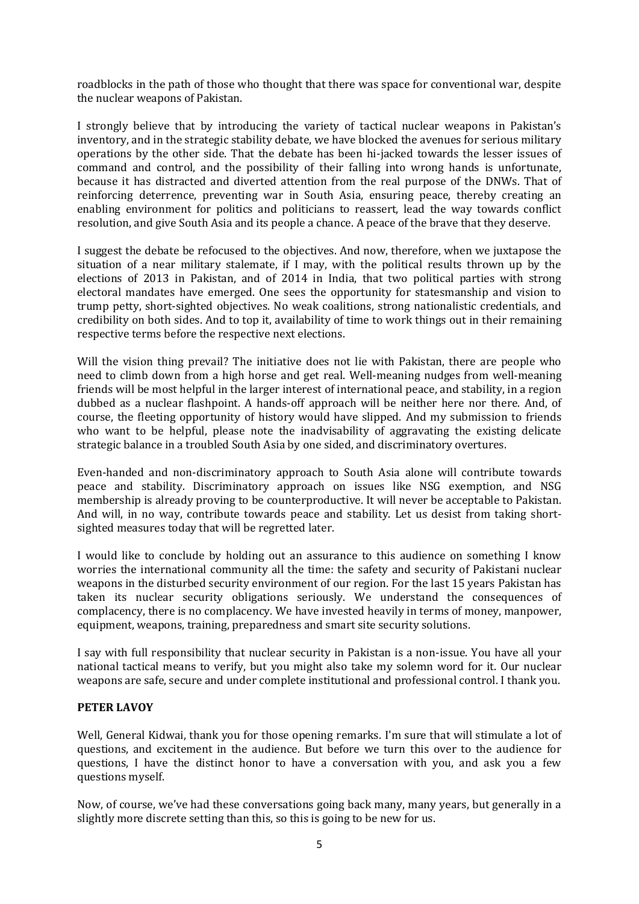roadblocks in the path of those who thought that there was space for conventional war, despite the nuclear weapons of Pakistan.

I strongly believe that by introducing the variety of tactical nuclear weapons in Pakistan's inventory, and in the strategic stability debate, we have blocked the avenues for serious military operations by the other side. That the debate has been hi-jacked towards the lesser issues of command and control, and the possibility of their falling into wrong hands is unfortunate, because it has distracted and diverted attention from the real purpose of the DNWs. That of reinforcing deterrence, preventing war in South Asia, ensuring peace, thereby creating an enabling environment for politics and politicians to reassert, lead the way towards conflict resolution, and give South Asia and its people a chance. A peace of the brave that they deserve.

I suggest the debate be refocused to the objectives. And now, therefore, when we juxtapose the situation of a near military stalemate, if I may, with the political results thrown up by the elections of 2013 in Pakistan, and of 2014 in India, that two political parties with strong electoral mandates have emerged. One sees the opportunity for statesmanship and vision to trump petty, short-sighted objectives. No weak coalitions, strong nationalistic credentials, and credibility on both sides. And to top it, availability of time to work things out in their remaining respective terms before the respective next elections.

Will the vision thing prevail? The initiative does not lie with Pakistan, there are people who need to climb down from a high horse and get real. Well-meaning nudges from well-meaning friends will be most helpful in the larger interest of international peace, and stability, in a region dubbed as a nuclear flashpoint. A hands-off approach will be neither here nor there. And, of course, the fleeting opportunity of history would have slipped. And my submission to friends who want to be helpful, please note the inadvisability of aggravating the existing delicate strategic balance in a troubled South Asia by one sided, and discriminatory overtures.

Even-handed and non-discriminatory approach to South Asia alone will contribute towards peace and stability. Discriminatory approach on issues like NSG exemption, and NSG membership is already proving to be counterproductive. It will never be acceptable to Pakistan. And will, in no way, contribute towards peace and stability. Let us desist from taking short-sighted measures today that will be regretted later.

I would like to conclude by holding out an assurance to this audience on something I know worries the international community all the time: the safety and security of Pakistani nuclear weapons in the disturbed security environment of our region. For the last 15 years Pakistan has taken its nuclear security obligations seriously. We understand the consequences of complacency, there is no complacency. We have invested heavily in terms of money, manpower, equipment, weapons, training, preparedness and smart site security solutions.

I say with full responsibility that nuclear security in Pakistan is a non-issue. You have all your national tactical means to verify, but you might also take my solemn word for it. Our nuclear weapons are safe, secure and under complete institutional and professional control. I thank you.

**PETER LAVOY**

Well, General Kidwai, thank you for those opening remarks. I'm sure that will stimulate a lot of questions, and excitement in the audience. But before we turn this over to the audience for questions, I have the distinct honor to have a conversation with you, and ask you a few questions myself.

Now, of course, we've had these conversations going back many, many years, but generally in a slightly more discrete setting than this, so this is going to be new for us.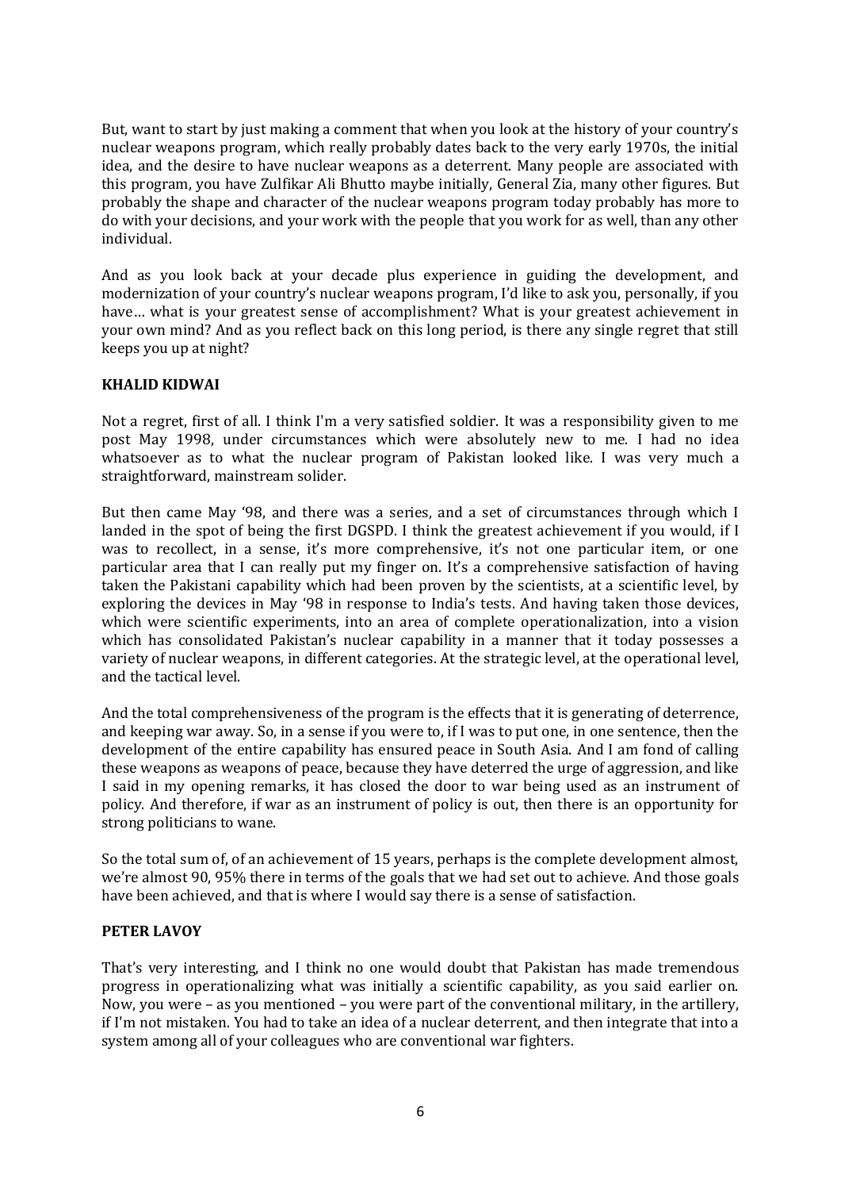But, want to start by just making a comment that when you look at the history of your country's nuclear weapons program, which really probably dates back to the very early 1970s, the initial idea, and the desire to have nuclear weapons as a deterrent. Many people are associated with this program, you have Zulfikar Ali Bhutto maybe initially, General Zia, many other figures. But probably the shape and character of the nuclear weapons program today probably has more to do with your decisions, and your work with the people that you work for as well, than any other individual.

And as you look back at your decade plus experience in guiding the development, and modernization of your country's nuclear weapons program, I'd like to ask you, personally, if you have… what is your greatest sense of accomplishment? What is your greatest achievement in your own mind? And as you reflect back on this long period, is there any single regret that still keeps you up at night?

**KHALID KIDWAI**

Not a regret, first of all. I think I'm a very satisfied soldier. It was a responsibility given to me post May 1998, under circumstances which were absolutely new to me. I had no idea whatsoever as to what the nuclear program of Pakistan looked like. I was very much a straightforward, mainstream solider.

But then came May '98, and there was a series, and a set of circumstances through which I landed in the spot of being the first DGSPD. I think the greatest achievement if you would, if I was to recollect, in a sense, it's more comprehensive, it's not one particular item, or one particular area that I can really put my finger on. It's a comprehensive satisfaction of having taken the Pakistani capability which had been proven by the scientists, at a scientific level, by exploring the devices in May '98 in response to India's tests. And having taken those devices, which were scientific experiments, into an area of complete operationalization, into a vision which has consolidated Pakistan's nuclear capability in a manner that it today possesses a variety of nuclear weapons, in different categories. At the strategic level, at the operational level, and the tactical level.

And the total comprehensiveness of the program is the effects that it is generating of deterrence, and keeping war away. So, in a sense if you were to, if I was to put one, in one sentence, then the development of the entire capability has ensured peace in South Asia. And I am fond of calling these weapons as weapons of peace, because they have deterred the urge of aggression, and like I said in my opening remarks, it has closed the door to war being used as an instrument of policy. And therefore, if war as an instrument of policy is out, then there is an opportunity for strong politicians to wane.

So the total sum of, of an achievement of 15 years, perhaps is the complete development almost, we're almost 90, 95% there in terms of the goals that we had set out to achieve. And those goals have been achieved, and that is where I would say there is a sense of satisfaction.

**PETER LAVOY**

That's very interesting, and I think no one would doubt that Pakistan has made tremendous progress in operationalizing what was initially a scientific capability, as you said earlier on. Now, you were – as you mentioned – you were part of the conventional military, in the artillery, if I'm not mistaken. You had to take an idea of a nuclear deterrent, and then integrate that into a system among all of your colleagues who are conventional war fighters.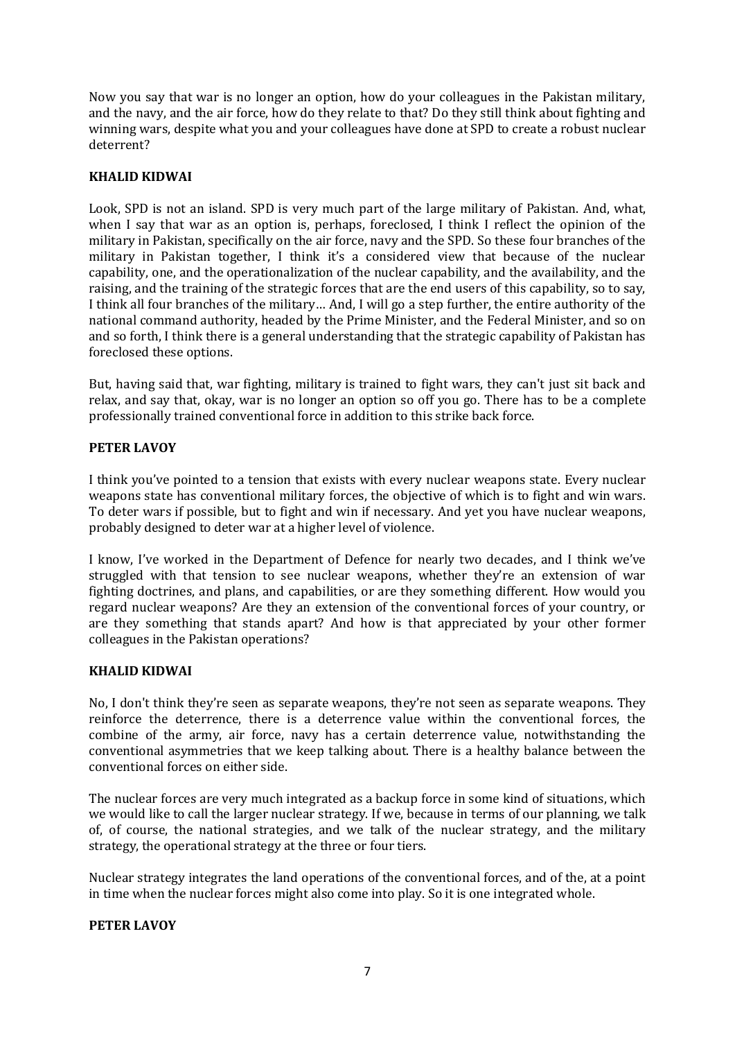Now you say that war is no longer an option, how do your colleagues in the Pakistan military, and the navy, and the air force, how do they relate to that? Do they still think about fighting and winning wars, despite what you and your colleagues have done at SPD to create a robust nuclear deterrent?

**KHALID KIDWAI**

Look, SPD is not an island. SPD is very much part of the large military of Pakistan. And, what, when I say that war as an option is, perhaps, foreclosed, I think I reflect the opinion of the military in Pakistan, specifically on the air force, navy and the SPD. So these four branches of the military in Pakistan together, I think it's a considered view that because of the nuclear capability, one, and the operationalization of the nuclear capability, and the availability, and the raising, and the training of the strategic forces that are the end users of this capability, so to say, I think all four branches of the military… And, I will go a step further, the entire authority of the national command authority, headed by the Prime Minister, and the Federal Minister, and so on and so forth, I think there is a general understanding that the strategic capability of Pakistan has foreclosed these options.

But, having said that, war fighting, military is trained to fight wars, they can't just sit back and relax, and say that, okay, war is no longer an option so off you go. There has to be a complete professionally trained conventional force in addition to this strike back force.

**PETER LAVOY**

I think you've pointed to a tension that exists with every nuclear weapons state. Every nuclear weapons state has conventional military forces, the objective of which is to fight and win wars. To deter wars if possible, but to fight and win if necessary. And yet you have nuclear weapons, probably designed to deter war at a higher level of violence.

I know, I've worked in the Department of Defence for nearly two decades, and I think we've struggled with that tension to see nuclear weapons, whether they're an extension of war fighting doctrines, and plans, and capabilities, or are they something different. How would you regard nuclear weapons? Are they an extension of the conventional forces of your country, or are they something that stands apart? And how is that appreciated by your other former colleagues in the Pakistan operations?

**KHALID KIDWAI**

No, I don't think they're seen as separate weapons, they're not seen as separate weapons. They reinforce the deterrence, there is a deterrence value within the conventional forces, the combine of the army, air force, navy has a certain deterrence value, notwithstanding the conventional asymmetries that we keep talking about. There is a healthy balance between the conventional forces on either side.

The nuclear forces are very much integrated as a backup force in some kind of situations, which we would like to call the larger nuclear strategy. If we, because in terms of our planning, we talk of, of course, the national strategies, and we talk of the nuclear strategy, and the military strategy, the operational strategy at the three or four tiers.

Nuclear strategy integrates the land operations of the conventional forces, and of the, at a point in time when the nuclear forces might also come into play. So it is one integrated whole.

**PETER LAVOY**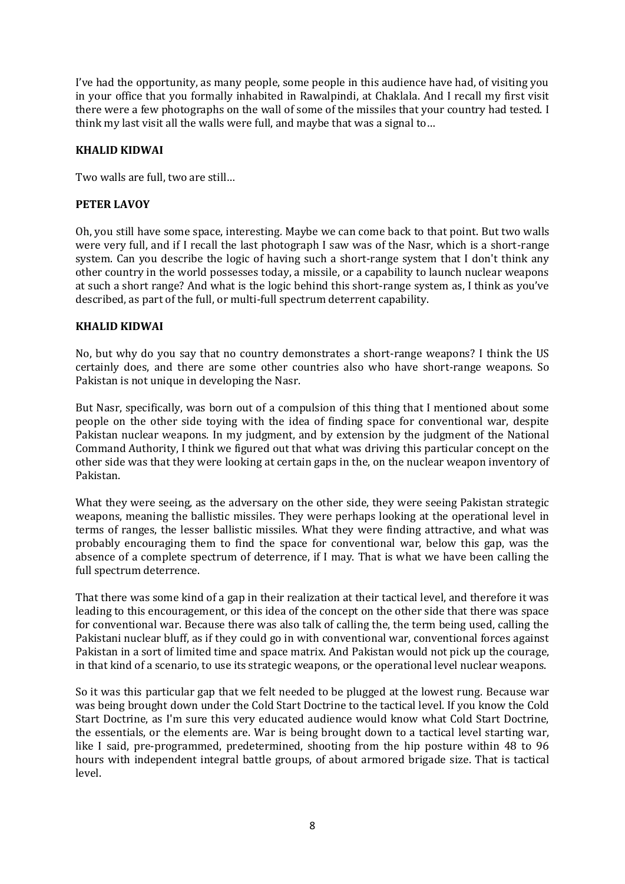I've had the opportunity, as many people, some people in this audience have had, of visiting you in your office that you formally inhabited in Rawalpindi, at Chaklala. And I recall my first visit there were a few photographs on the wall of some of the missiles that your country had tested. I think my last visit all the walls were full, and maybe that was a signal to…

**KHALID KIDWAI**

Two walls are full, two are still…

**PETER LAVOY**

Oh, you still have some space, interesting. Maybe we can come back to that point. But two walls were very full, and if I recall the last photograph I saw was of the Nasr, which is a short-range system. Can you describe the logic of having such a short-range system that I don't think any other country in the world possesses today, a missile, or a capability to launch nuclear weapons at such a short range? And what is the logic behind this short-range system as, I think as you've described, as part of the full, or multi-full spectrum deterrent capability.

**KHALID KIDWAI**

No, but why do you say that no country demonstrates a short-range weapons? I think the US certainly does, and there are some other countries also who have short-range weapons. So Pakistan is not unique in developing the Nasr.

But Nasr, specifically, was born out of a compulsion of this thing that I mentioned about some people on the other side toying with the idea of finding space for conventional war, despite Pakistan nuclear weapons. In my judgment, and by extension by the judgment of the National Command Authority, I think we figured out that what was driving this particular concept on the other side was that they were looking at certain gaps in the, on the nuclear weapon inventory of Pakistan.

What they were seeing, as the adversary on the other side, they were seeing Pakistan strategic weapons, meaning the ballistic missiles. They were perhaps looking at the operational level in terms of ranges, the lesser ballistic missiles. What they were finding attractive, and what was probably encouraging them to find the space for conventional war, below this gap, was the absence of a complete spectrum of deterrence, if I may. That is what we have been calling the full spectrum deterrence.

That there was some kind of a gap in their realization at their tactical level, and therefore it was leading to this encouragement, or this idea of the concept on the other side that there was space for conventional war. Because there was also talk of calling the, the term being used, calling the Pakistani nuclear bluff, as if they could go in with conventional war, conventional forces against Pakistan in a sort of limited time and space matrix. And Pakistan would not pick up the courage, in that kind of a scenario, to use its strategic weapons, or the operational level nuclear weapons.

So it was this particular gap that we felt needed to be plugged at the lowest rung. Because war was being brought down under the Cold Start Doctrine to the tactical level. If you know the Cold Start Doctrine, as I'm sure this very educated audience would know what Cold Start Doctrine, the essentials, or the elements are. War is being brought down to a tactical level starting war, like I said, pre-programmed, predetermined, shooting from the hip posture within 48 to 96 hours with independent integral battle groups, of about armored brigade size. That is tactical level.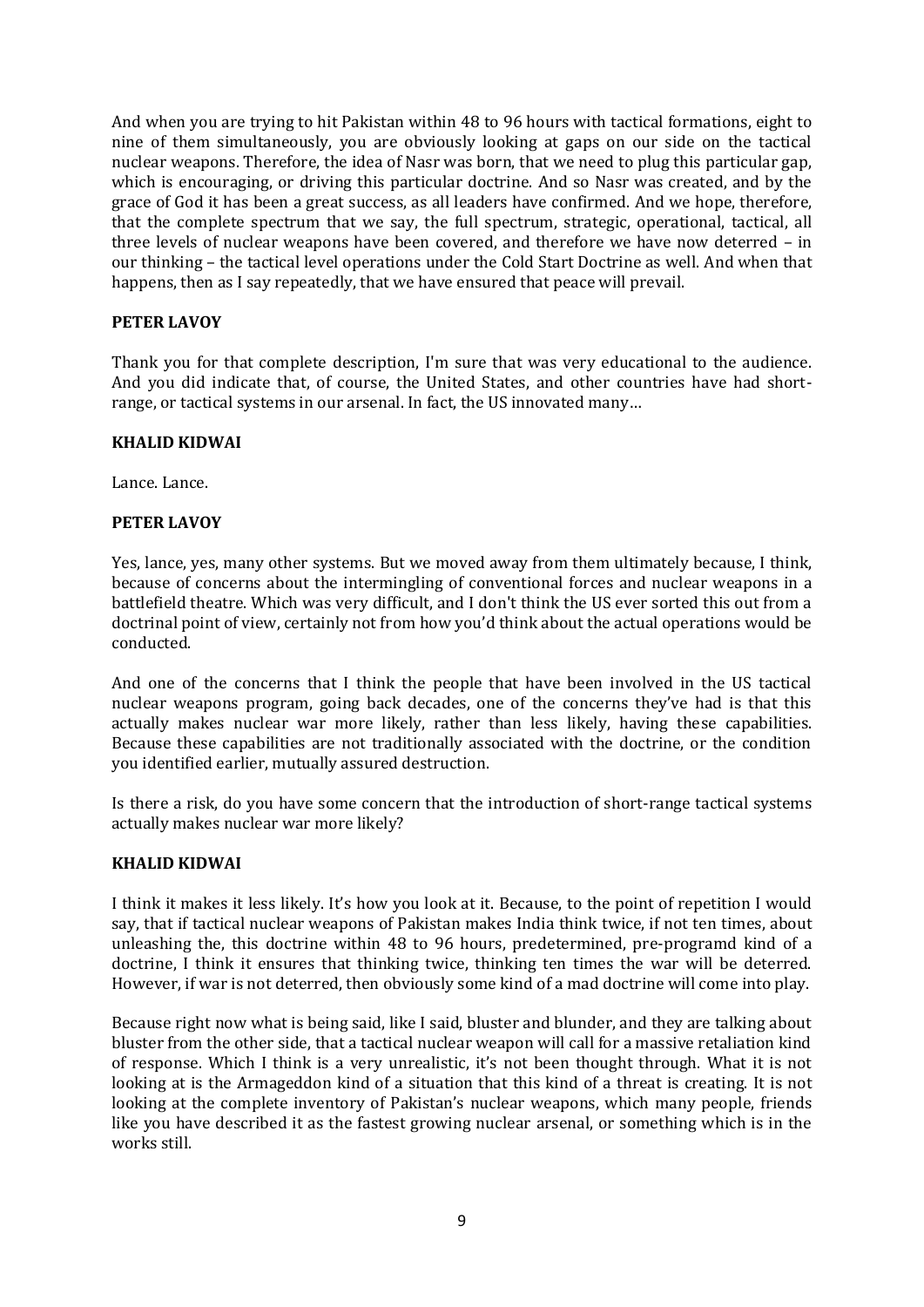And when you are trying to hit Pakistan within 48 to 96 hours with tactical formations, eight to nine of them simultaneously, you are obviously looking at gaps on our side on the tactical nuclear weapons. Therefore, the idea of Nasr was born, that we need to plug this particular gap, which is encouraging, or driving this particular doctrine. And so Nasr was created, and by the grace of God it has been a great success, as all leaders have confirmed. And we hope, therefore, that the complete spectrum that we say, the full spectrum, strategic, operational, tactical, all three levels of nuclear weapons have been covered, and therefore we have now deterred – in our thinking – the tactical level operations under the Cold Start Doctrine as well. And when that happens, then as I say repeatedly, that we have ensured that peace will prevail.

**PETER LAVOY**

Thank you for that complete description, I'm sure that was very educational to the audience. And you did indicate that, of course, the United States, and other countries have had short-range, or tactical systems in our arsenal. In fact, the US innovated many…

**KHALID KIDWAI**

Lance. Lance.

**PETER LAVOY**

Yes, lance, yes, many other systems. But we moved away from them ultimately because, I think, because of concerns about the intermingling of conventional forces and nuclear weapons in a battlefield theatre. Which was very difficult, and I don't think the US ever sorted this out from a doctrinal point of view, certainly not from how you'd think about the actual operations would be conducted.

And one of the concerns that I think the people that have been involved in the US tactical nuclear weapons program, going back decades, one of the concerns they've had is that this actually makes nuclear war more likely, rather than less likely, having these capabilities. Because these capabilities are not traditionally associated with the doctrine, or the condition you identified earlier, mutually assured destruction.

Is there a risk, do you have some concern that the introduction of short-range tactical systems actually makes nuclear war more likely?

**KHALID KIDWAI**

I think it makes it less likely. It's how you look at it. Because, to the point of repetition I would say, that if tactical nuclear weapons of Pakistan makes India think twice, if not ten times, about unleashing the, this doctrine within 48 to 96 hours, predetermined, pre-programd kind of a doctrine, I think it ensures that thinking twice, thinking ten times the war will be deterred. However, if war is not deterred, then obviously some kind of a mad doctrine will come into play.

Because right now what is being said, like I said, bluster and blunder, and they are talking about bluster from the other side, that a tactical nuclear weapon will call for a massive retaliation kind of response. Which I think is a very unrealistic, it's not been thought through. What it is not looking at is the Armageddon kind of a situation that this kind of a threat is creating. It is not looking at the complete inventory of Pakistan's nuclear weapons, which many people, friends like you have described it as the fastest growing nuclear arsenal, or something which is in the works still.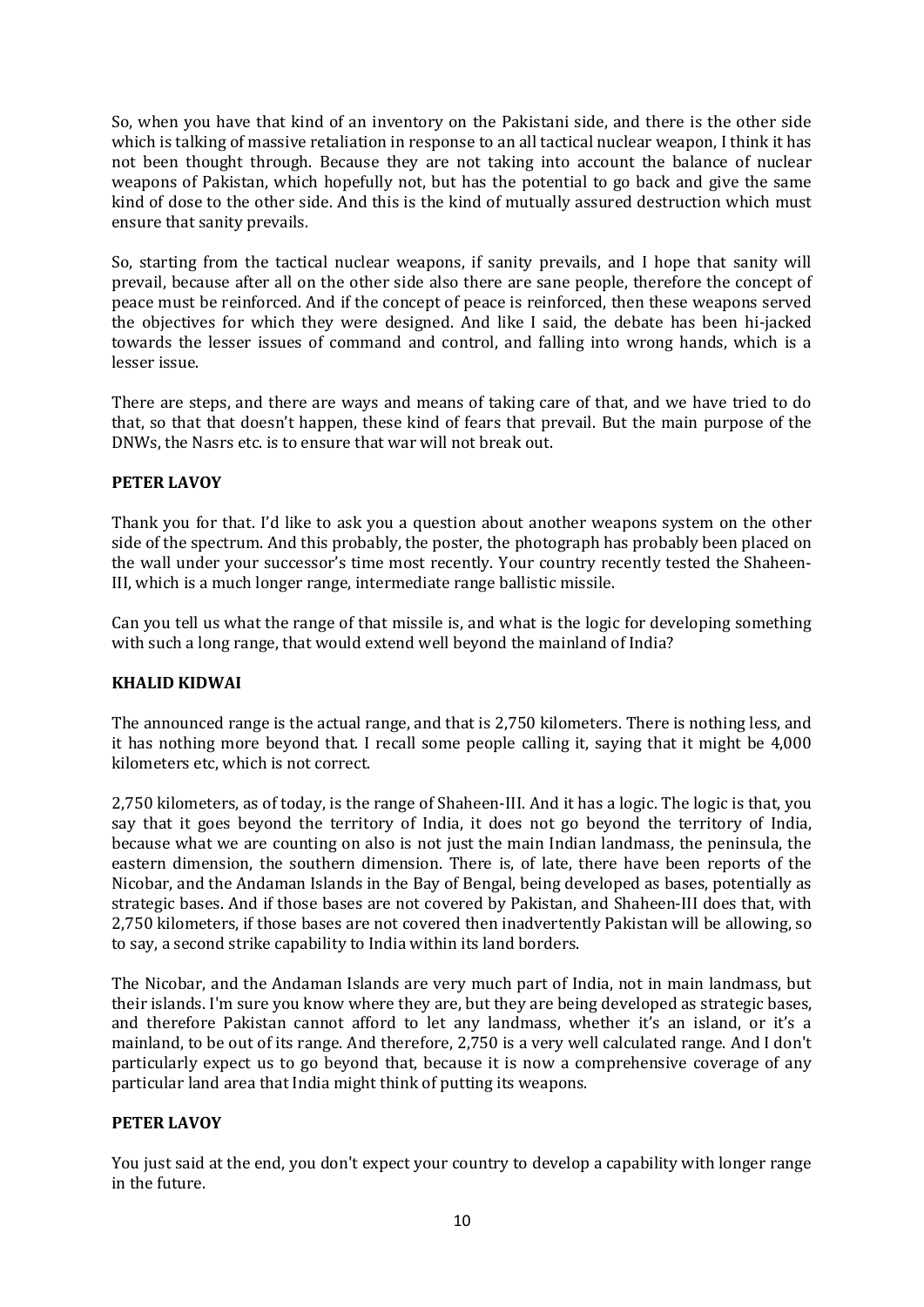So, when you have that kind of an inventory on the Pakistani side, and there is the other side which is talking of massive retaliation in response to an all tactical nuclear weapon, I think it has not been thought through. Because they are not taking into account the balance of nuclear weapons of Pakistan, which hopefully not, but has the potential to go back and give the same kind of dose to the other side. And this is the kind of mutually assured destruction which must ensure that sanity prevails.

So, starting from the tactical nuclear weapons, if sanity prevails, and I hope that sanity will prevail, because after all on the other side also there are sane people, therefore the concept of peace must be reinforced. And if the concept of peace is reinforced, then these weapons served the objectives for which they were designed. And like I said, the debate has been hi-jacked towards the lesser issues of command and control, and falling into wrong hands, which is a lesser issue.

There are steps, and there are ways and means of taking care of that, and we have tried to do that, so that that doesn't happen, these kind of fears that prevail. But the main purpose of the DNWs, the Nasrs etc. is to ensure that war will not break out.

**PETER LAVOY**

Thank you for that. I'd like to ask you a question about another weapons system on the other side of the spectrum. And this probably, the poster, the photograph has probably been placed on the wall under your successor's time most recently. Your country recently tested the Shaheen-III, which is a much longer range, intermediate range ballistic missile.

Can you tell us what the range of that missile is, and what is the logic for developing something with such a long range, that would extend well beyond the mainland of India?

**KHALID KIDWAI**

The announced range is the actual range, and that is 2,750 kilometers. There is nothing less, and it has nothing more beyond that. I recall some people calling it, saying that it might be 4,000 kilometers etc, which is not correct.

2,750 kilometers, as of today, is the range of Shaheen-III. And it has a logic. The logic is that, you say that it goes beyond the territory of India, it does not go beyond the territory of India, because what we are counting on also is not just the main Indian landmass, the peninsula, the eastern dimension, the southern dimension. There is, of late, there have been reports of the Nicobar, and the Andaman Islands in the Bay of Bengal, being developed as bases, potentially as strategic bases. And if those bases are not covered by Pakistan, and Shaheen-III does that, with 2,750 kilometers, if those bases are not covered then inadvertently Pakistan will be allowing, so to say, a second strike capability to India within its land borders.

The Nicobar, and the Andaman Islands are very much part of India, not in main landmass, but their islands. I'm sure you know where they are, but they are being developed as strategic bases, and therefore Pakistan cannot afford to let any landmass, whether it's an island, or it's a mainland, to be out of its range. And therefore, 2,750 is a very well calculated range. And I don't particularly expect us to go beyond that, because it is now a comprehensive coverage of any particular land area that India might think of putting its weapons.

**PETER LAVOY**

You just said at the end, you don't expect your country to develop a capability with longer range in the future.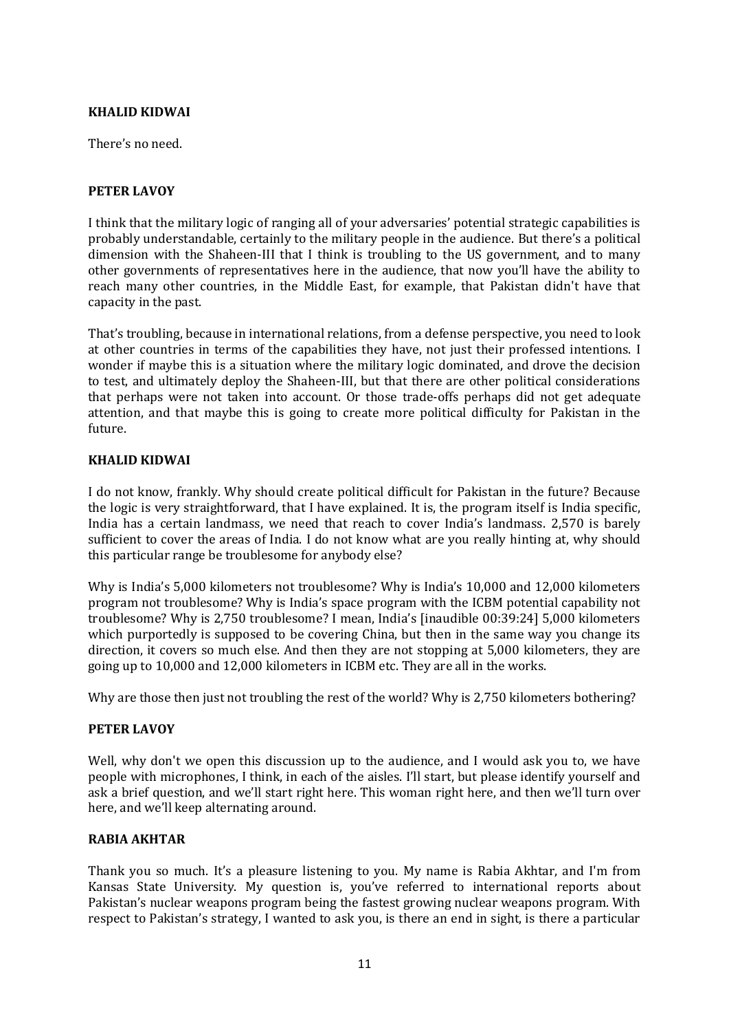**KHALID KIDWAI**

There's no need.

**PETER LAVOY**

I think that the military logic of ranging all of your adversaries' potential strategic capabilities is probably understandable, certainly to the military people in the audience. But there's a political dimension with the Shaheen-III that I think is troubling to the US government, and to many other governments of representatives here in the audience, that now you'll have the ability to reach many other countries, in the Middle East, for example, that Pakistan didn't have that capacity in the past.

That's troubling, because in international relations, from a defense perspective, you need to look at other countries in terms of the capabilities they have, not just their professed intentions. I wonder if maybe this is a situation where the military logic dominated, and drove the decision to test, and ultimately deploy the Shaheen-III, but that there are other political considerations that perhaps were not taken into account. Or those trade-offs perhaps did not get adequate attention, and that maybe this is going to create more political difficulty for Pakistan in the future.

**KHALID KIDWAI**

I do not know, frankly. Why should create political difficult for Pakistan in the future? Because the logic is very straightforward, that I have explained. It is, the program itself is India specific, India has a certain landmass, we need that reach to cover India's landmass. 2,570 is barely sufficient to cover the areas of India. I do not know what are you really hinting at, why should this particular range be troublesome for anybody else?

Why is India's 5,000 kilometers not troublesome? Why is India's 10,000 and 12,000 kilometers program not troublesome? Why is India's space program with the ICBM potential capability not troublesome? Why is 2,750 troublesome? I mean, India's [inaudible 00:39:24] 5,000 kilometers which purportedly is supposed to be covering China, but then in the same way you change its direction, it covers so much else. And then they are not stopping at 5,000 kilometers, they are going up to 10,000 and 12,000 kilometers in ICBM etc. They are all in the works.

Why are those then just not troubling the rest of the world? Why is 2,750 kilometers bothering?

**PETER LAVOY**

Well, why don't we open this discussion up to the audience, and I would ask you to, we have people with microphones, I think, in each of the aisles. I'll start, but please identify yourself and ask a brief question, and we'll start right here. This woman right here, and then we'll turn over here, and we'll keep alternating around.

**RABIA AKHTAR**

Thank you so much. It's a pleasure listening to you. My name is Rabia Akhtar, and I'm from Kansas State University. My question is, you've referred to international reports about Pakistan's nuclear weapons program being the fastest growing nuclear weapons program. With respect to Pakistan's strategy, I wanted to ask you, is there an end in sight, is there a particular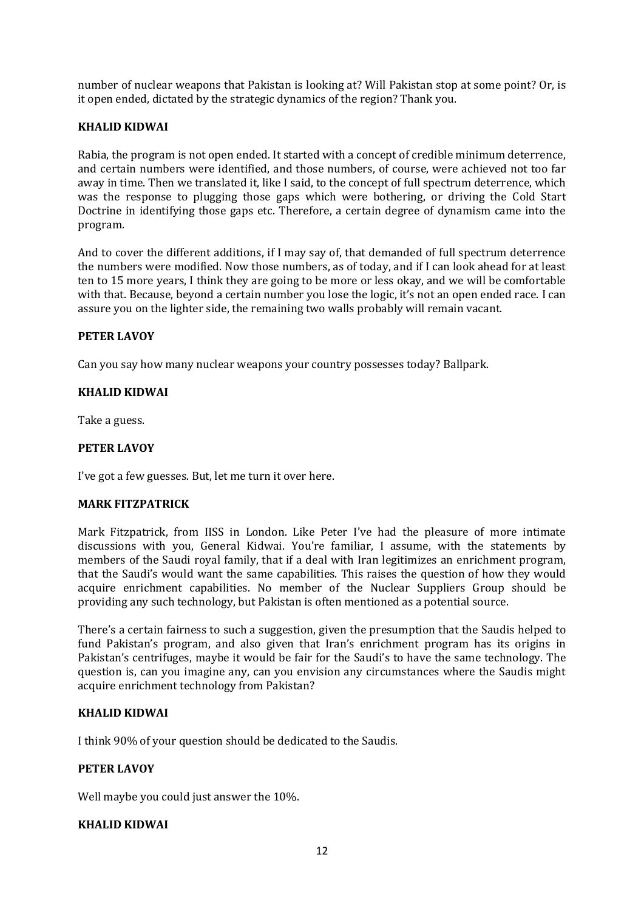number of nuclear weapons that Pakistan is looking at? Will Pakistan stop at some point? Or, is it open ended, dictated by the strategic dynamics of the region? Thank you.

**KHALID KIDWAI**

Rabia, the program is not open ended. It started with a concept of credible minimum deterrence, and certain numbers were identified, and those numbers, of course, were achieved not too far away in time. Then we translated it, like I said, to the concept of full spectrum deterrence, which was the response to plugging those gaps which were bothering, or driving the Cold Start Doctrine in identifying those gaps etc. Therefore, a certain degree of dynamism came into the program.

And to cover the different additions, if I may say of, that demanded of full spectrum deterrence the numbers were modified. Now those numbers, as of today, and if I can look ahead for at least ten to 15 more years, I think they are going to be more or less okay, and we will be comfortable with that. Because, beyond a certain number you lose the logic, it's not an open ended race. I can assure you on the lighter side, the remaining two walls probably will remain vacant.

**PETER LAVOY**

Can you say how many nuclear weapons your country possesses today? Ballpark.

**KHALID KIDWAI**

Take a guess.

**PETER LAVOY**

I've got a few guesses. But, let me turn it over here.

**MARK FITZPATRICK**

Mark Fitzpatrick, from IISS in London. Like Peter I've had the pleasure of more intimate discussions with you, General Kidwai. You're familiar, I assume, with the statements by members of the Saudi royal family, that if a deal with Iran legitimizes an enrichment program, that the Saudi's would want the same capabilities. This raises the question of how they would acquire enrichment capabilities. No member of the Nuclear Suppliers Group should be providing any such technology, but Pakistan is often mentioned as a potential source.

There's a certain fairness to such a suggestion, given the presumption that the Saudis helped to fund Pakistan's program, and also given that Iran's enrichment program has its origins in Pakistan's centrifuges, maybe it would be fair for the Saudi's to have the same technology. The question is, can you imagine any, can you envision any circumstances where the Saudis might acquire enrichment technology from Pakistan?

**KHALID KIDWAI**

I think 90% of your question should be dedicated to the Saudis.

**PETER LAVOY**

Well maybe you could just answer the 10%.

**KHALID KIDWAI**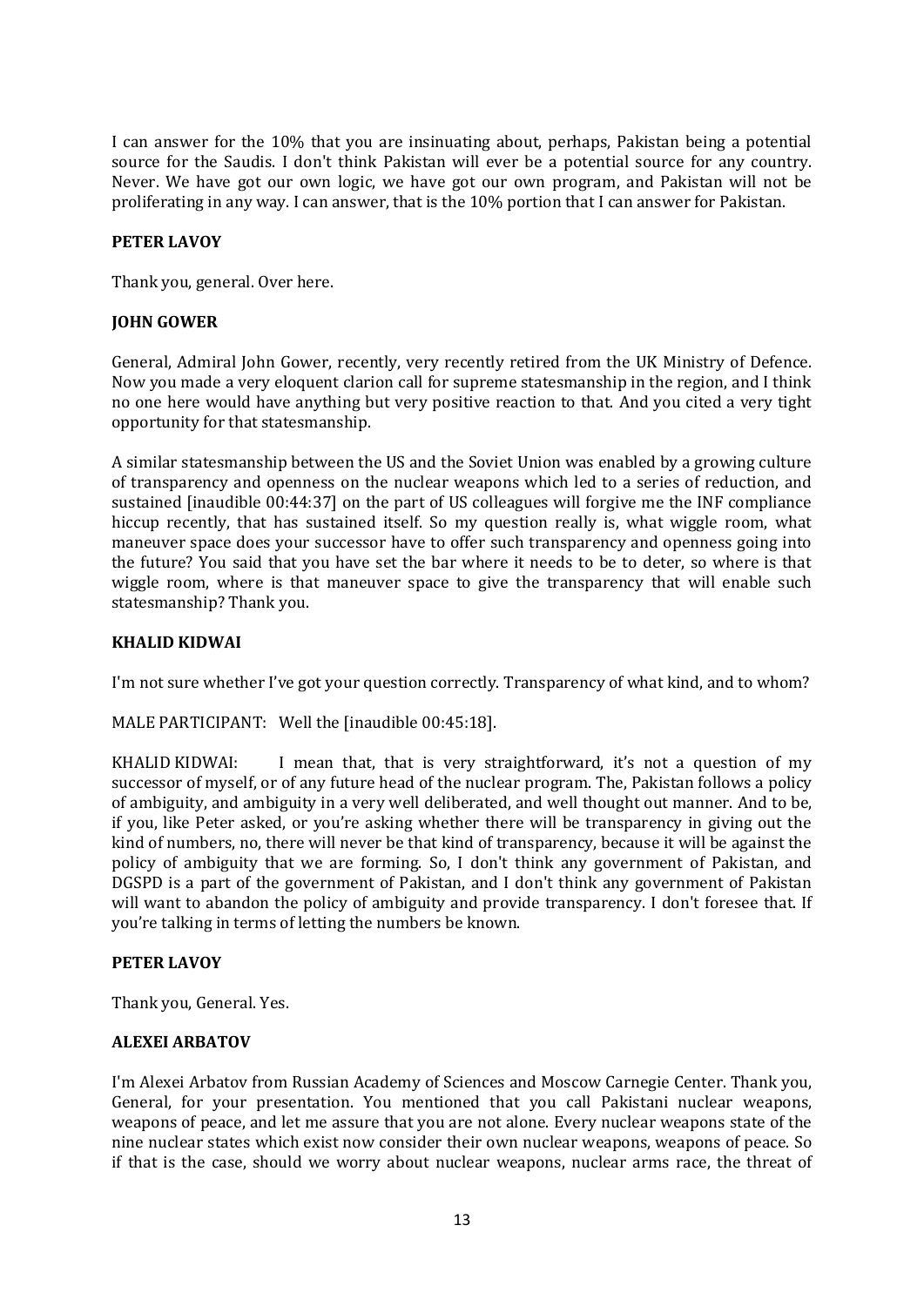I can answer for the 10% that you are insinuating about, perhaps, Pakistan being a potential source for the Saudis. I don't think Pakistan will ever be a potential source for any country. Never. We have got our own logic, we have got our own program, and Pakistan will not be proliferating in any way. I can answer, that is the 10% portion that I can answer for Pakistan.

**PETER LAVOY**

Thank you, general. Over here.

**JOHN GOWER**

General, Admiral John Gower, recently, very recently retired from the UK Ministry of Defence. Now you made a very eloquent clarion call for supreme statesmanship in the region, and I think no one here would have anything but very positive reaction to that. And you cited a very tight opportunity for that statesmanship.

A similar statesmanship between the US and the Soviet Union was enabled by a growing culture of transparency and openness on the nuclear weapons which led to a series of reduction, and sustained [inaudible 00:44:37] on the part of US colleagues will forgive me the INF compliance hiccup recently, that has sustained itself. So my question really is, what wiggle room, what maneuver space does your successor have to offer such transparency and openness going into the future? You said that you have set the bar where it needs to be to deter, so where is that wiggle room, where is that maneuver space to give the transparency that will enable such statesmanship? Thank you.

**KHALID KIDWAI**

I'm not sure whether I've got your question correctly. Transparency of what kind, and to whom?

MALE PARTICIPANT: Well the [inaudible 00:45:18].

KHALID KIDWAI: I mean that, that is very straightforward, it's not a question of my successor of myself, or of any future head of the nuclear program. The, Pakistan follows a policy of ambiguity, and ambiguity in a very well deliberated, and well thought out manner. And to be, if you, like Peter asked, or you're asking whether there will be transparency in giving out the kind of numbers, no, there will never be that kind of transparency, because it will be against the policy of ambiguity that we are forming. So, I don't think any government of Pakistan, and DGSPD is a part of the government of Pakistan, and I don't think any government of Pakistan will want to abandon the policy of ambiguity and provide transparency. I don't foresee that. If you're talking in terms of letting the numbers be known.

**PETER LAVOY**

Thank you, General. Yes.

**ALEXEI ARBATOV**

I'm Alexei Arbatov from Russian Academy of Sciences and Moscow Carnegie Center. Thank you, General, for your presentation. You mentioned that you call Pakistani nuclear weapons, weapons of peace, and let me assure that you are not alone. Every nuclear weapons state of the nine nuclear states which exist now consider their own nuclear weapons, weapons of peace. So if that is the case, should we worry about nuclear weapons, nuclear arms race, the threat of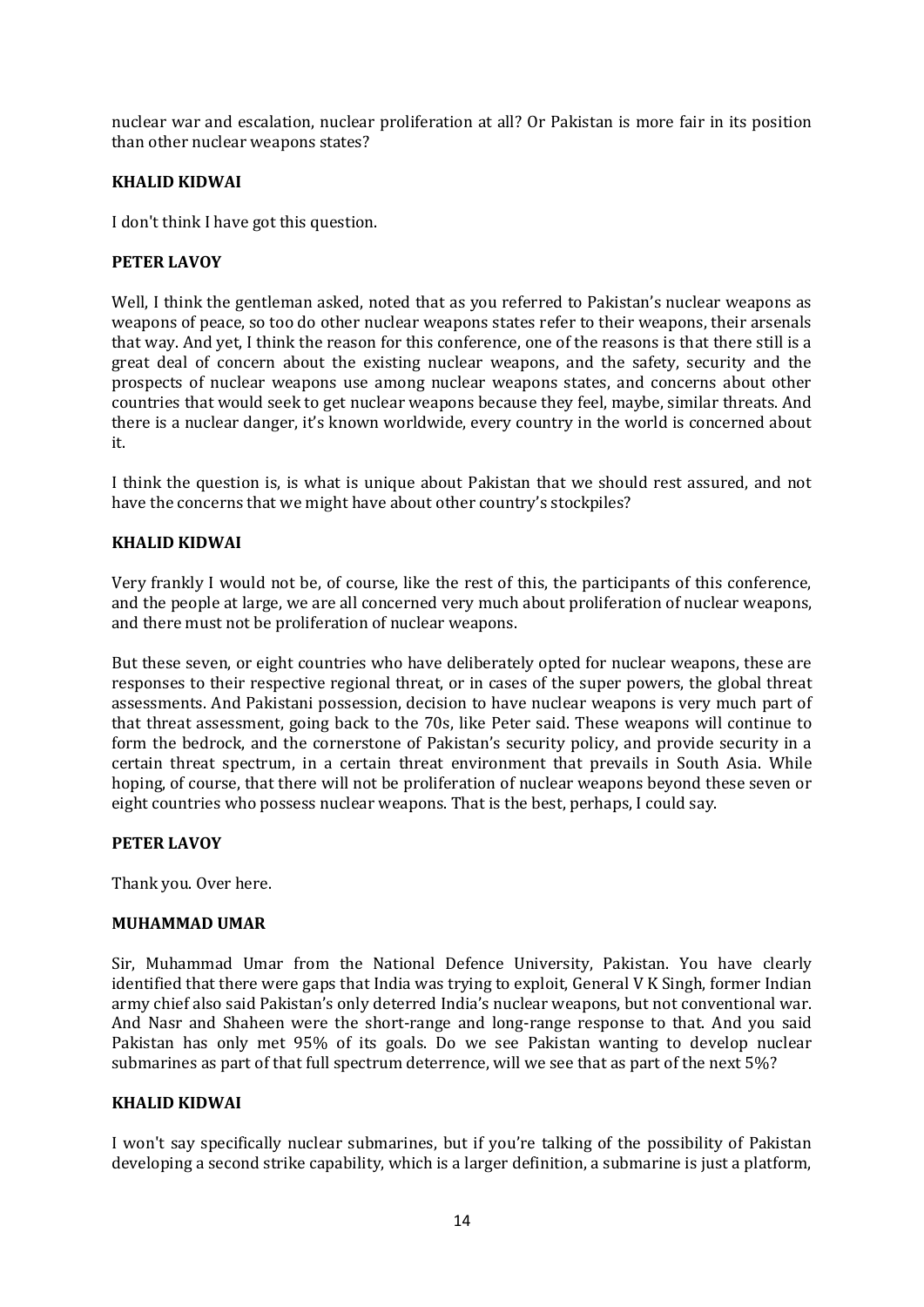nuclear war and escalation, nuclear proliferation at all? Or Pakistan is more fair in its position than other nuclear weapons states?

**KHALID KIDWAI**

I don't think I have got this question.

**PETER LAVOY**

Well, I think the gentleman asked, noted that as you referred to Pakistan's nuclear weapons as weapons of peace, so too do other nuclear weapons states refer to their weapons, their arsenals that way. And yet, I think the reason for this conference, one of the reasons is that there still is a great deal of concern about the existing nuclear weapons, and the safety, security and the prospects of nuclear weapons use among nuclear weapons states, and concerns about other countries that would seek to get nuclear weapons because they feel, maybe, similar threats. And there is a nuclear danger, it's known worldwide, every country in the world is concerned about it.

I think the question is, is what is unique about Pakistan that we should rest assured, and not have the concerns that we might have about other country's stockpiles?

**KHALID KIDWAI**

Very frankly I would not be, of course, like the rest of this, the participants of this conference, and the people at large, we are all concerned very much about proliferation of nuclear weapons, and there must not be proliferation of nuclear weapons.

But these seven, or eight countries who have deliberately opted for nuclear weapons, these are responses to their respective regional threat, or in cases of the super powers, the global threat assessments. And Pakistani possession, decision to have nuclear weapons is very much part of that threat assessment, going back to the 70s, like Peter said. These weapons will continue to form the bedrock, and the cornerstone of Pakistan's security policy, and provide security in a certain threat spectrum, in a certain threat environment that prevails in South Asia. While hoping, of course, that there will not be proliferation of nuclear weapons beyond these seven or eight countries who possess nuclear weapons. That is the best, perhaps, I could say.

**PETER LAVOY**

Thank you. Over here.

**MUHAMMAD UMAR**

Sir, Muhammad Umar from the National Defence University, Pakistan. You have clearly identified that there were gaps that India was trying to exploit, General V K Singh, former Indian army chief also said Pakistan's only deterred India's nuclear weapons, but not conventional war. And Nasr and Shaheen were the short-range and long-range response to that. And you said Pakistan has only met 95% of its goals. Do we see Pakistan wanting to develop nuclear submarines as part of that full spectrum deterrence, will we see that as part of the next 5%?

**KHALID KIDWAI**

I won't say specifically nuclear submarines, but if you're talking of the possibility of Pakistan developing a second strike capability, which is a larger definition, a submarine is just a platform,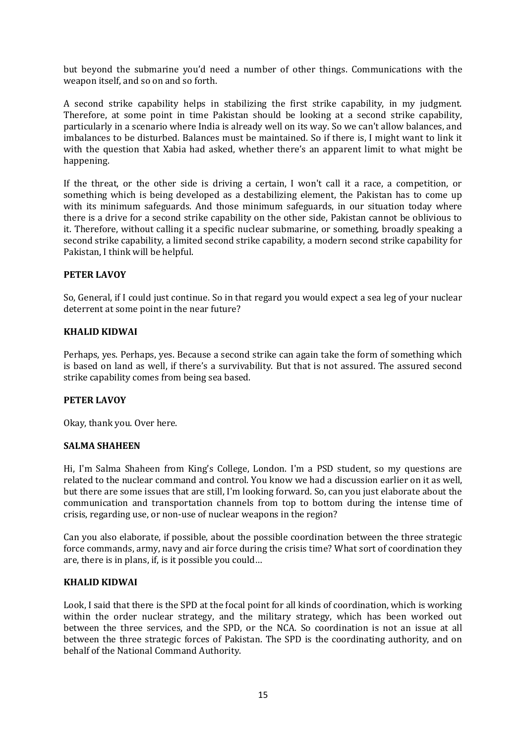but beyond the submarine you'd need a number of other things. Communications with the weapon itself, and so on and so forth.

A second strike capability helps in stabilizing the first strike capability, in my judgment. Therefore, at some point in time Pakistan should be looking at a second strike capability, particularly in a scenario where India is already well on its way. So we can't allow balances, and imbalances to be disturbed. Balances must be maintained. So if there is, I might want to link it with the question that Xabia had asked, whether there's an apparent limit to what might be happening.

If the threat, or the other side is driving a certain, I won't call it a race, a competition, or something which is being developed as a destabilizing element, the Pakistan has to come up with its minimum safeguards. And those minimum safeguards, in our situation today where there is a drive for a second strike capability on the other side, Pakistan cannot be oblivious to it. Therefore, without calling it a specific nuclear submarine, or something, broadly speaking a second strike capability, a limited second strike capability, a modern second strike capability for Pakistan, I think will be helpful.

**PETER LAVOY**

So, General, if I could just continue. So in that regard you would expect a sea leg of your nuclear deterrent at some point in the near future?

**KHALID KIDWAI**

Perhaps, yes. Perhaps, yes. Because a second strike can again take the form of something which is based on land as well, if there's a survivability. But that is not assured. The assured second strike capability comes from being sea based.

**PETER LAVOY**

Okay, thank you. Over here.

**SALMA SHAHEEN**

Hi, I'm Salma Shaheen from King's College, London. I'm a PSD student, so my questions are related to the nuclear command and control. You know we had a discussion earlier on it as well, but there are some issues that are still, I'm looking forward. So, can you just elaborate about the communication and transportation channels from top to bottom during the intense time of crisis, regarding use, or non-use of nuclear weapons in the region?

Can you also elaborate, if possible, about the possible coordination between the three strategic force commands, army, navy and air force during the crisis time? What sort of coordination they are, there is in plans, if, is it possible you could…

**KHALID KIDWAI**

Look, I said that there is the SPD at the focal point for all kinds of coordination, which is working within the order nuclear strategy, and the military strategy, which has been worked out between the three services, and the SPD, or the NCA. So coordination is not an issue at all between the three strategic forces of Pakistan. The SPD is the coordinating authority, and on behalf of the National Command Authority.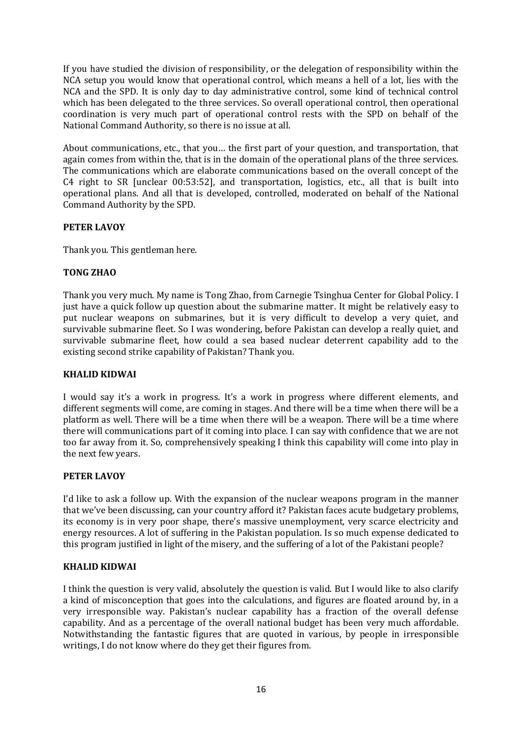If you have studied the division of responsibility, or the delegation of responsibility within the NCA setup you would know that operational control, which means a hell of a lot, lies with the NCA and the SPD. It is only day to day administrative control, some kind of technical control which has been delegated to the three services. So overall operational control, then operational coordination is very much part of operational control rests with the SPD on behalf of the National Command Authority, so there is no issue at all.

About communications, etc., that you… the first part of your question, and transportation, that again comes from within the, that is in the domain of the operational plans of the three services. The communications which are elaborate communications based on the overall concept of the C4 right to SR [unclear 00:53:52], and transportation, logistics, etc., all that is built into operational plans. And all that is developed, controlled, moderated on behalf of the National Command Authority by the SPD.

**PETER LAVOY**

Thank you. This gentleman here.

**TONG ZHAO**

Thank you very much. My name is Tong Zhao, from Carnegie Tsinghua Center for Global Policy. I just have a quick follow up question about the submarine matter. It might be relatively easy to put nuclear weapons on submarines, but it is very difficult to develop a very quiet, and survivable submarine fleet. So I was wondering, before Pakistan can develop a really quiet, and survivable submarine fleet, how could a sea based nuclear deterrent capability add to the existing second strike capability of Pakistan? Thank you.

**KHALID KIDWAI**

I would say it's a work in progress. It's a work in progress where different elements, and different segments will come, are coming in stages. And there will be a time when there will be a platform as well. There will be a time when there will be a weapon. There will be a time where there will communications part of it coming into place. I can say with confidence that we are not too far away from it. So, comprehensively speaking I think this capability will come into play in the next few years.

**PETER LAVOY**

I'd like to ask a follow up. With the expansion of the nuclear weapons program in the manner that we've been discussing, can your country afford it? Pakistan faces acute budgetary problems, its economy is in very poor shape, there's massive unemployment, very scarce electricity and energy resources. A lot of suffering in the Pakistan population. Is so much expense dedicated to this program justified in light of the misery, and the suffering of a lot of the Pakistani people?

**KHALID KIDWAI**

I think the question is very valid, absolutely the question is valid. But I would like to also clarify a kind of misconception that goes into the calculations, and figures are floated around by, in a very irresponsible way. Pakistan's nuclear capability has a fraction of the overall defense capability. And as a percentage of the overall national budget has been very much affordable. Notwithstanding the fantastic figures that are quoted in various, by people in irresponsible writings, I do not know where do they get their figures from.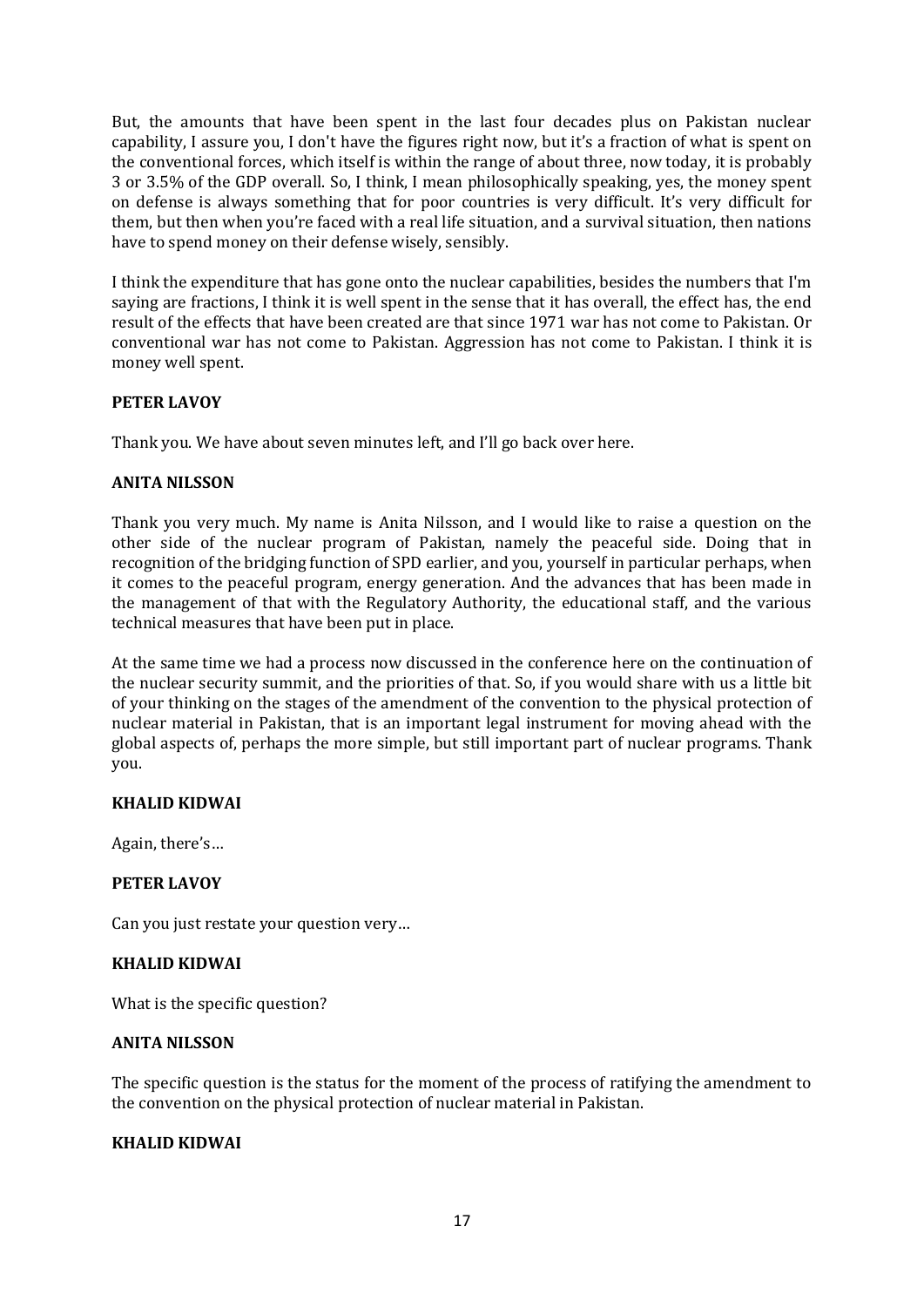But, the amounts that have been spent in the last four decades plus on Pakistan nuclear capability, I assure you, I don't have the figures right now, but it's a fraction of what is spent on the conventional forces, which itself is within the range of about three, now today, it is probably 3 or 3.5% of the GDP overall. So, I think, I mean philosophically speaking, yes, the money spent on defense is always something that for poor countries is very difficult. It's very difficult for them, but then when you're faced with a real life situation, and a survival situation, then nations have to spend money on their defense wisely, sensibly.

I think the expenditure that has gone onto the nuclear capabilities, besides the numbers that I'm saying are fractions, I think it is well spent in the sense that it has overall, the effect has, the end result of the effects that have been created are that since 1971 war has not come to Pakistan. Or conventional war has not come to Pakistan. Aggression has not come to Pakistan. I think it is money well spent.

**PETER LAVOY**

Thank you. We have about seven minutes left, and I'll go back over here.

**ANITA NILSSON**

Thank you very much. My name is Anita Nilsson, and I would like to raise a question on the other side of the nuclear program of Pakistan, namely the peaceful side. Doing that in recognition of the bridging function of SPD earlier, and you, yourself in particular perhaps, when it comes to the peaceful program, energy generation. And the advances that has been made in the management of that with the Regulatory Authority, the educational staff, and the various technical measures that have been put in place.

At the same time we had a process now discussed in the conference here on the continuation of the nuclear security summit, and the priorities of that. So, if you would share with us a little bit of your thinking on the stages of the amendment of the convention to the physical protection of nuclear material in Pakistan, that is an important legal instrument for moving ahead with the global aspects of, perhaps the more simple, but still important part of nuclear programs. Thank you.

**KHALID KIDWAI**

Again, there's…

**PETER LAVOY**

Can you just restate your question very…

**KHALID KIDWAI**

What is the specific question?

**ANITA NILSSON**

The specific question is the status for the moment of the process of ratifying the amendment to the convention on the physical protection of nuclear material in Pakistan.

**KHALID KIDWAI**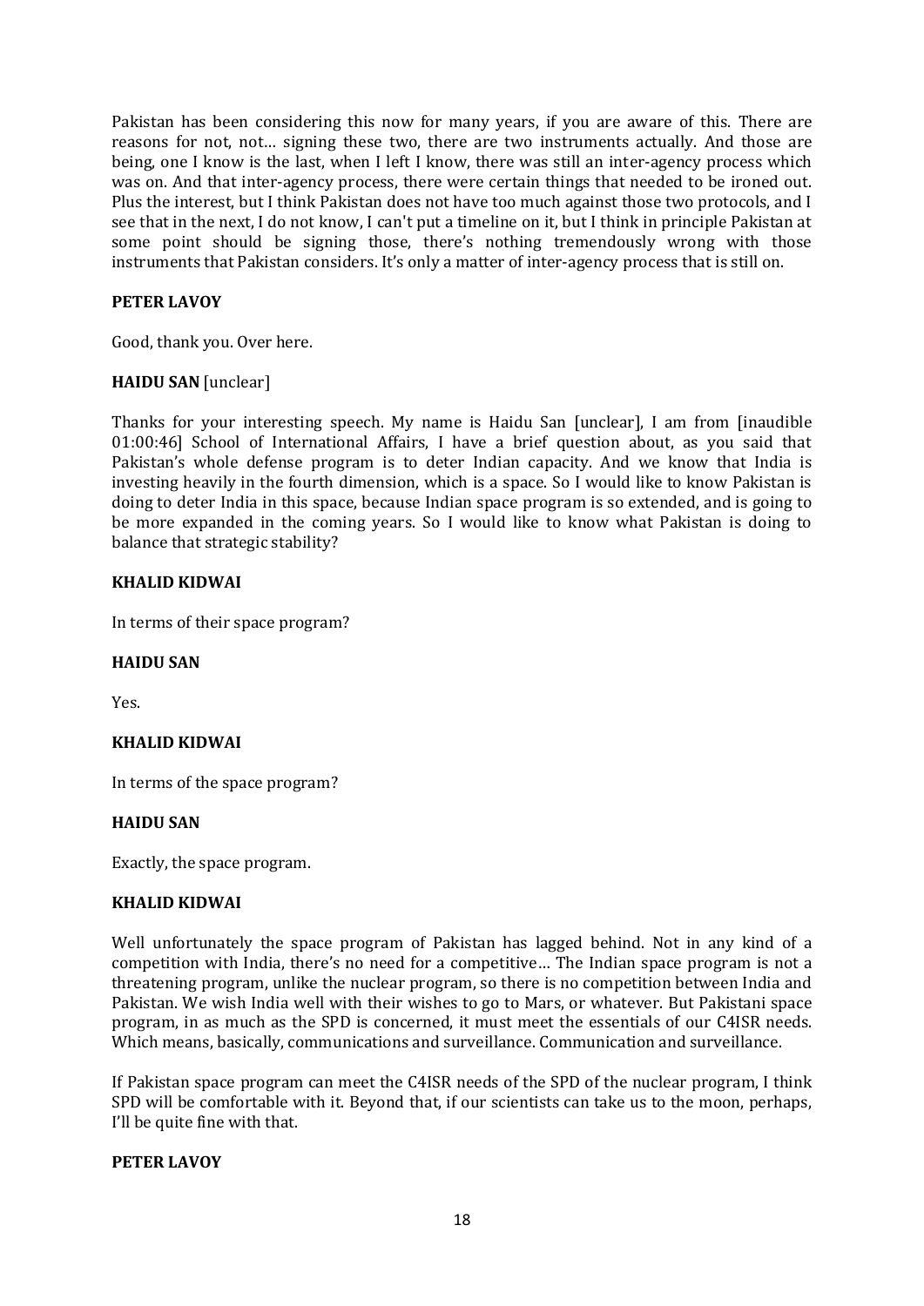Pakistan has been considering this now for many years, if you are aware of this. There are reasons for not, not… signing these two, there are two instruments actually. And those are being, one I know is the last, when I left I know, there was still an inter-agency process which was on. And that inter-agency process, there were certain things that needed to be ironed out. Plus the interest, but I think Pakistan does not have too much against those two protocols, and I see that in the next, I do not know, I can't put a timeline on it, but I think in principle Pakistan at some point should be signing those, there's nothing tremendously wrong with those instruments that Pakistan considers. It's only a matter of inter-agency process that is still on.

**PETER LAVOY**

Good, thank you. Over here.

**HAIDU SAN** [unclear]

Thanks for your interesting speech. My name is Haidu San [unclear], I am from [inaudible 01:00:46] School of International Affairs, I have a brief question about, as you said that Pakistan's whole defense program is to deter Indian capacity. And we know that India is investing heavily in the fourth dimension, which is a space. So I would like to know Pakistan is doing to deter India in this space, because Indian space program is so extended, and is going to be more expanded in the coming years. So I would like to know what Pakistan is doing to balance that strategic stability?

**KHALID KIDWAI**

In terms of their space program?

**HAIDU SAN**

Yes.

**KHALID KIDWAI**

In terms of the space program?

**HAIDU SAN**

Exactly, the space program.

**KHALID KIDWAI**

Well unfortunately the space program of Pakistan has lagged behind. Not in any kind of a competition with India, there's no need for a competitive… The Indian space program is not a threatening program, unlike the nuclear program, so there is no competition between India and Pakistan. We wish India well with their wishes to go to Mars, or whatever. But Pakistani space program, in as much as the SPD is concerned, it must meet the essentials of our C4ISR needs. Which means, basically, communications and surveillance. Communication and surveillance.

If Pakistan space program can meet the C4ISR needs of the SPD of the nuclear program, I think SPD will be comfortable with it. Beyond that, if our scientists can take us to the moon, perhaps, I'll be quite fine with that.

**PETER LAVOY**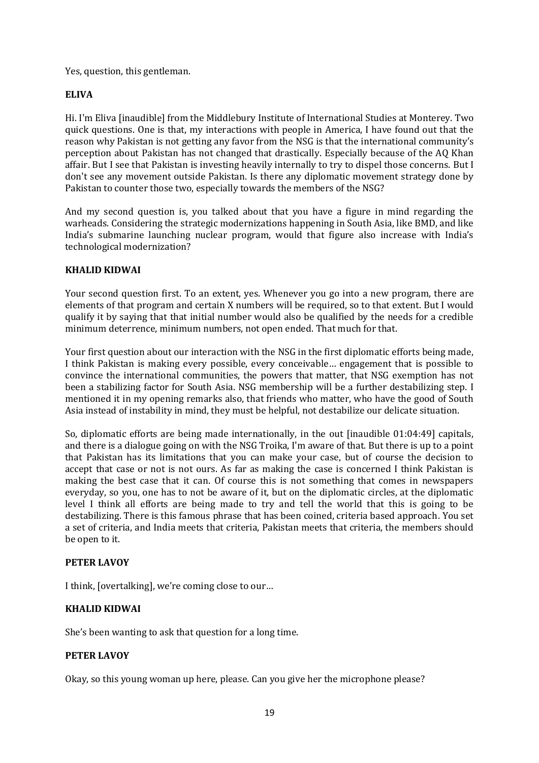Yes, question, this gentleman.

**ELIVA**

Hi. I'm Eliva [inaudible] from the Middlebury Institute of International Studies at Monterey. Two quick questions. One is that, my interactions with people in America, I have found out that the reason why Pakistan is not getting any favor from the NSG is that the international community's perception about Pakistan has not changed that drastically. Especially because of the AQ Khan affair. But I see that Pakistan is investing heavily internally to try to dispel those concerns. But I don't see any movement outside Pakistan. Is there any diplomatic movement strategy done by Pakistan to counter those two, especially towards the members of the NSG?

And my second question is, you talked about that you have a figure in mind regarding the warheads. Considering the strategic modernizations happening in South Asia, like BMD, and like India's submarine launching nuclear program, would that figure also increase with India's technological modernization?

**KHALID KIDWAI**

Your second question first. To an extent, yes. Whenever you go into a new program, there are elements of that program and certain X numbers will be required, so to that extent. But I would qualify it by saying that that initial number would also be qualified by the needs for a credible minimum deterrence, minimum numbers, not open ended. That much for that.

Your first question about our interaction with the NSG in the first diplomatic efforts being made, I think Pakistan is making every possible, every conceivable… engagement that is possible to convince the international communities, the powers that matter, that NSG exemption has not been a stabilizing factor for South Asia. NSG membership will be a further destabilizing step. I mentioned it in my opening remarks also, that friends who matter, who have the good of South Asia instead of instability in mind, they must be helpful, not destabilize our delicate situation.

So, diplomatic efforts are being made internationally, in the out [inaudible 01:04:49] capitals, and there is a dialogue going on with the NSG Troika, I'm aware of that. But there is up to a point that Pakistan has its limitations that you can make your case, but of course the decision to accept that case or not is not ours. As far as making the case is concerned I think Pakistan is making the best case that it can. Of course this is not something that comes in newspapers everyday, so you, one has to not be aware of it, but on the diplomatic circles, at the diplomatic level I think all efforts are being made to try and tell the world that this is going to be destabilizing. There is this famous phrase that has been coined, criteria based approach. You set a set of criteria, and India meets that criteria, Pakistan meets that criteria, the members should be open to it.

**PETER LAVOY**

I think, [overtalking], we're coming close to our…

**KHALID KIDWAI**

She's been wanting to ask that question for a long time.

**PETER LAVOY**

Okay, so this young woman up here, please. Can you give her the microphone please?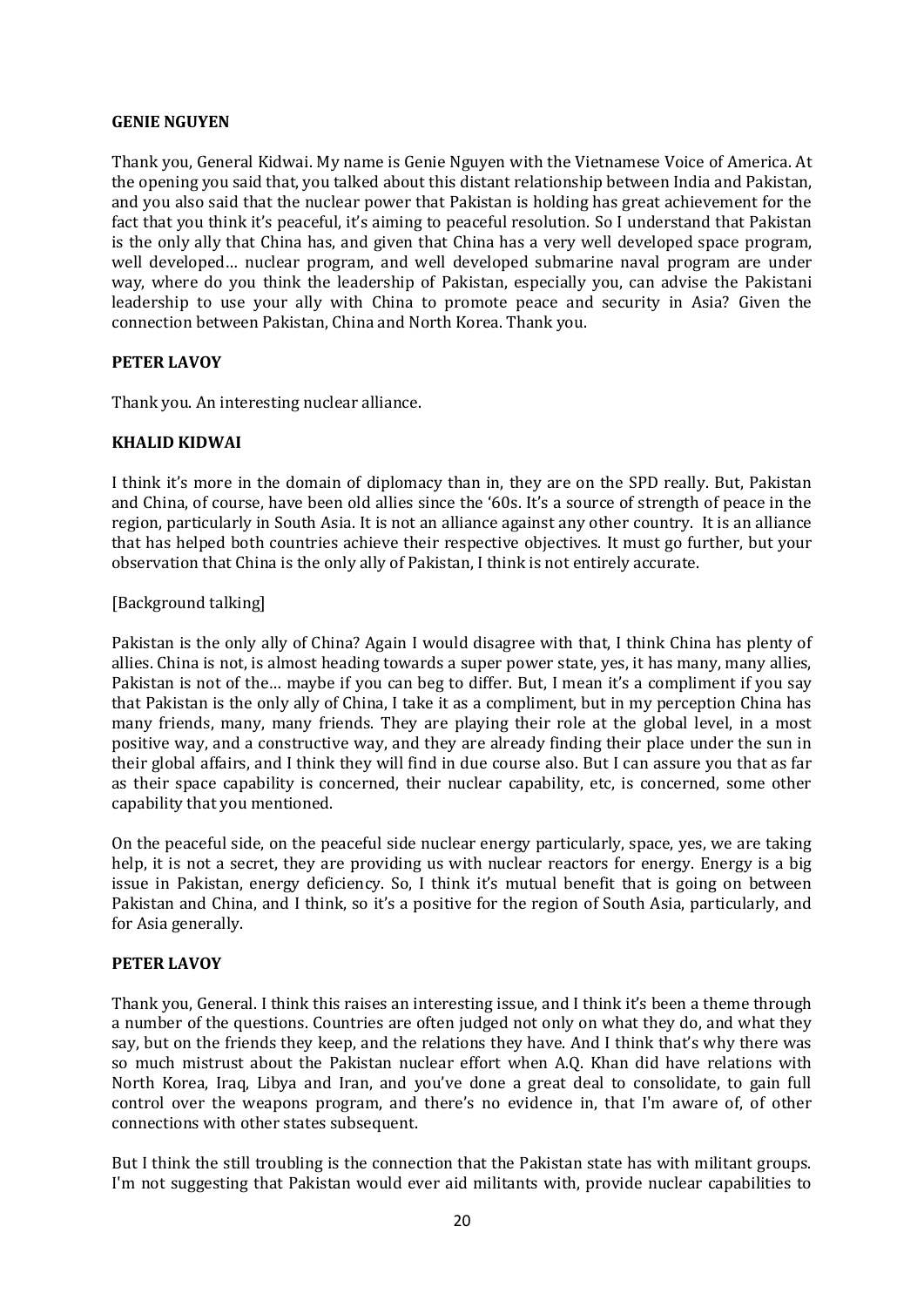**GENIE NGUYEN**

Thank you, General Kidwai. My name is Genie Nguyen with the Vietnamese Voice of America. At the opening you said that, you talked about this distant relationship between India and Pakistan, and you also said that the nuclear power that Pakistan is holding has great achievement for the fact that you think it's peaceful, it's aiming to peaceful resolution. So I understand that Pakistan is the only ally that China has, and given that China has a very well developed space program, well developed… nuclear program, and well developed submarine naval program are under way, where do you think the leadership of Pakistan, especially you, can advise the Pakistani leadership to use your ally with China to promote peace and security in Asia? Given the connection between Pakistan, China and North Korea. Thank you.

**PETER LAVOY**

Thank you. An interesting nuclear alliance.

**KHALID KIDWAI**

I think it's more in the domain of diplomacy than in, they are on the SPD really. But, Pakistan and China, of course, have been old allies since the '60s. It's a source of strength of peace in the region, particularly in South Asia. It is not an alliance against any other country. It is an alliance that has helped both countries achieve their respective objectives. It must go further, but your observation that China is the only ally of Pakistan, I think is not entirely accurate.

[Background talking]

Pakistan is the only ally of China? Again I would disagree with that, I think China has plenty of allies. China is not, is almost heading towards a super power state, yes, it has many, many allies, Pakistan is not of the… maybe if you can beg to differ. But, I mean it's a compliment if you say that Pakistan is the only ally of China, I take it as a compliment, but in my perception China has many friends, many, many friends. They are playing their role at the global level, in a most positive way, and a constructive way, and they are already finding their place under the sun in their global affairs, and I think they will find in due course also. But I can assure you that as far as their space capability is concerned, their nuclear capability, etc, is concerned, some other capability that you mentioned.

On the peaceful side, on the peaceful side nuclear energy particularly, space, yes, we are taking help, it is not a secret, they are providing us with nuclear reactors for energy. Energy is a big issue in Pakistan, energy deficiency. So, I think it's mutual benefit that is going on between Pakistan and China, and I think, so it's a positive for the region of South Asia, particularly, and for Asia generally.

**PETER LAVOY**

Thank you, General. I think this raises an interesting issue, and I think it's been a theme through a number of the questions. Countries are often judged not only on what they do, and what they say, but on the friends they keep, and the relations they have. And I think that's why there was so much mistrust about the Pakistan nuclear effort when A.Q. Khan did have relations with North Korea, Iraq, Libya and Iran, and you've done a great deal to consolidate, to gain full control over the weapons program, and there's no evidence in, that I'm aware of, of other connections with other states subsequent.

But I think the still troubling is the connection that the Pakistan state has with militant groups. I'm not suggesting that Pakistan would ever aid militants with, provide nuclear capabilities to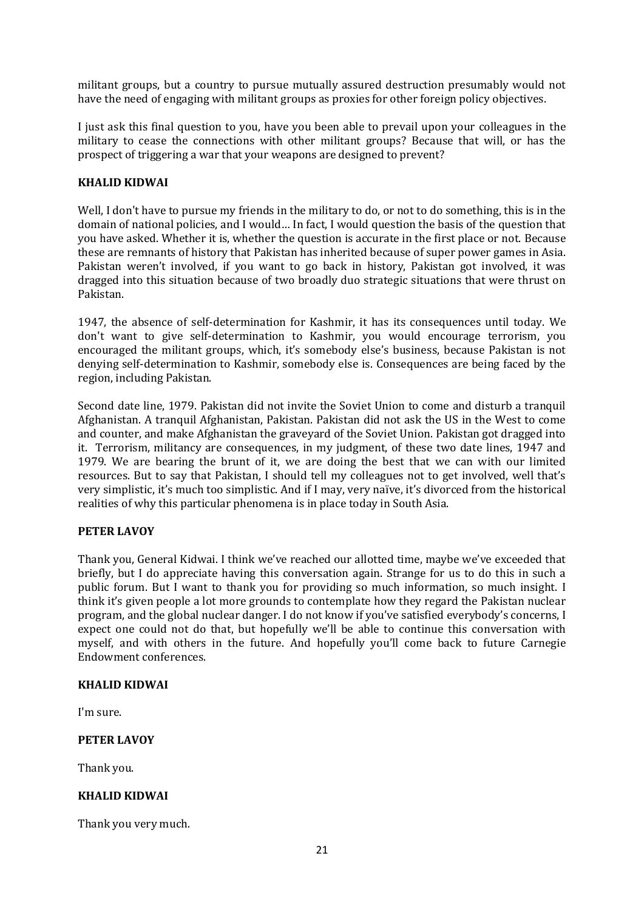militant groups, but a country to pursue mutually assured destruction presumably would not have the need of engaging with militant groups as proxies for other foreign policy objectives.

I just ask this final question to you, have you been able to prevail upon your colleagues in the military to cease the connections with other militant groups? Because that will, or has the prospect of triggering a war that your weapons are designed to prevent?

**KHALID KIDWAI**

Well, I don't have to pursue my friends in the military to do, or not to do something, this is in the domain of national policies, and I would… In fact, I would question the basis of the question that you have asked. Whether it is, whether the question is accurate in the first place or not. Because these are remnants of history that Pakistan has inherited because of super power games in Asia. Pakistan weren't involved, if you want to go back in history, Pakistan got involved, it was dragged into this situation because of two broadly duo strategic situations that were thrust on Pakistan.

1947, the absence of self-determination for Kashmir, it has its consequences until today. We don't want to give self-determination to Kashmir, you would encourage terrorism, you encouraged the militant groups, which, it's somebody else's business, because Pakistan is not denying self-determination to Kashmir, somebody else is. Consequences are being faced by the region, including Pakistan.

Second date line, 1979. Pakistan did not invite the Soviet Union to come and disturb a tranquil Afghanistan. A tranquil Afghanistan, Pakistan. Pakistan did not ask the US in the West to come and counter, and make Afghanistan the graveyard of the Soviet Union. Pakistan got dragged into it. Terrorism, militancy are consequences, in my judgment, of these two date lines, 1947 and 1979. We are bearing the brunt of it, we are doing the best that we can with our limited resources. But to say that Pakistan, I should tell my colleagues not to get involved, well that's very simplistic, it's much too simplistic. And if I may, very naïve, it's divorced from the historical realities of why this particular phenomena is in place today in South Asia.

**PETER LAVOY**

Thank you, General Kidwai. I think we've reached our allotted time, maybe we've exceeded that briefly, but I do appreciate having this conversation again. Strange for us to do this in such a public forum. But I want to thank you for providing so much information, so much insight. I think it's given people a lot more grounds to contemplate how they regard the Pakistan nuclear program, and the global nuclear danger. I do not know if you've satisfied everybody's concerns, I expect one could not do that, but hopefully we'll be able to continue this conversation with myself, and with others in the future. And hopefully you'll come back to future Carnegie Endowment conferences.

**KHALID KIDWAI**

I'm sure.

**PETER LAVOY**

Thank you.

**KHALID KIDWAI**

Thank you very much.